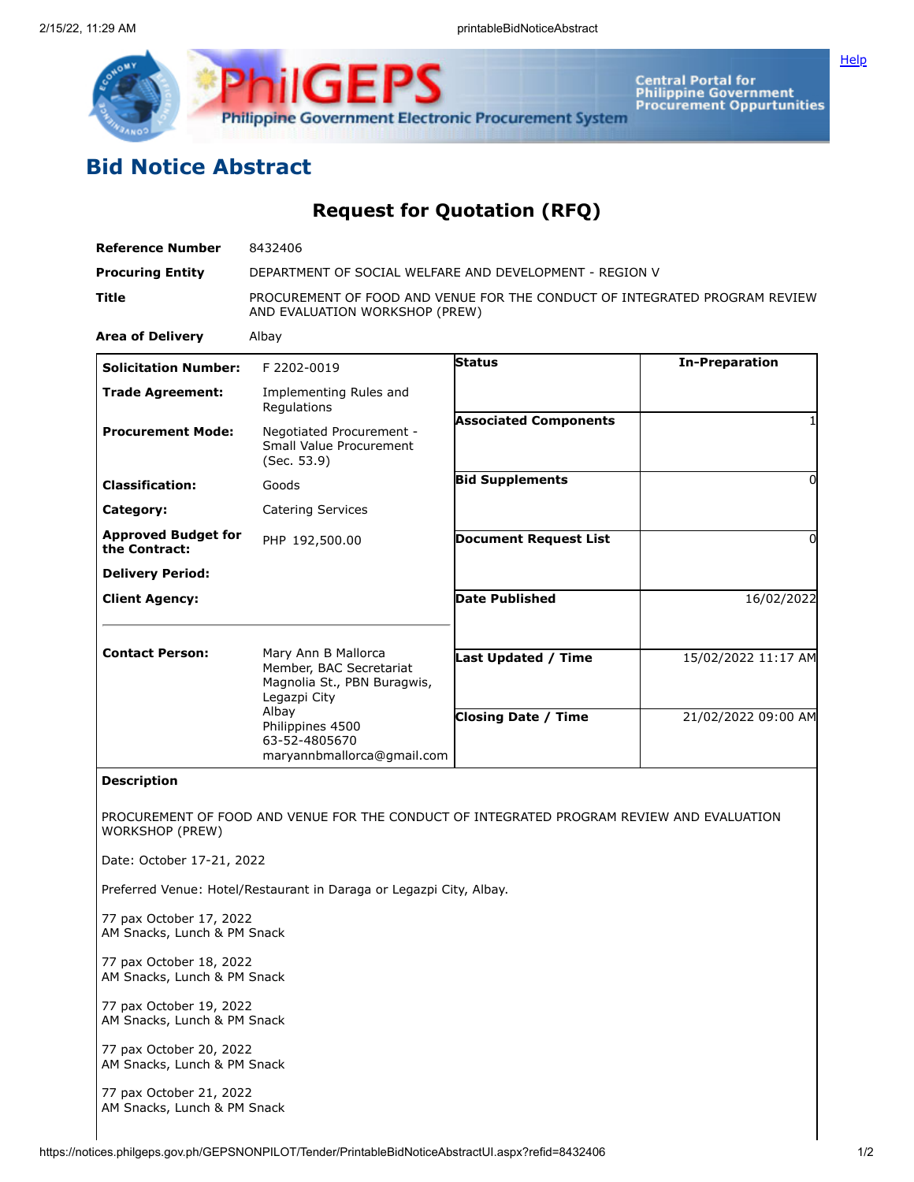# Bid Notice Abstract

## Request for Quotation (RFQ)

| | |
|---|---|
| **Reference Number** | 8432406 |
| **Procuring Entity** | DEPARTMENT OF SOCIAL WELFARE AND DEVELOPMENT - REGION V |
| **Title** | PROCUREMENT OF FOOD AND VENUE FOR THE CONDUCT OF INTEGRATED PROGRAM REVIEW AND EVALUATION WORKSHOP (PREW) |
| **Area of Delivery** | Albay |

| | | | |
|---|---|---|---|
| **Solicitation Number:** | F 2202-0019 | **Status** | In-Preparation |
| **Trade Agreement:** | Implementing Rules and Regulations | | |
| **Procurement Mode:** | Negotiated Procurement - Small Value Procurement (Sec. 53.9) | **Associated Components** | 1 |
| **Classification:** | Goods | **Bid Supplements** | 0 |
| **Category:** | Catering Services | | |
| **Approved Budget for the Contract:** | PHP 192,500.00 | **Document Request List** | 0 |
| **Delivery Period:** | | | |
| **Client Agency:** | | **Date Published** | 16/02/2022 |
| **Contact Person:** | Mary Ann B Mallorca<br>Member, BAC Secretariat<br>Magnolia St., PBN Buragwis, Legazpi City<br>Albay<br>Philippines 4500<br>63-52-4805670<br>maryannbmallorca@gmail.com | **Last Updated / Time** | 15/02/2022 11:17 AM |
| | | **Closing Date / Time** | 21/02/2022 09:00 AM |

**Description**

PROCUREMENT OF FOOD AND VENUE FOR THE CONDUCT OF INTEGRATED PROGRAM REVIEW AND EVALUATION WORKSHOP (PREW)

Date: October 17-21, 2022

Preferred Venue: Hotel/Restaurant in Daraga or Legazpi City, Albay.

77 pax October 17, 2022
AM Snacks, Lunch & PM Snack

77 pax October 18, 2022
AM Snacks, Lunch & PM Snack

77 pax October 19, 2022
AM Snacks, Lunch & PM Snack

77 pax October 20, 2022
AM Snacks, Lunch & PM Snack

77 pax October 21, 2022
AM Snacks, Lunch & PM Snack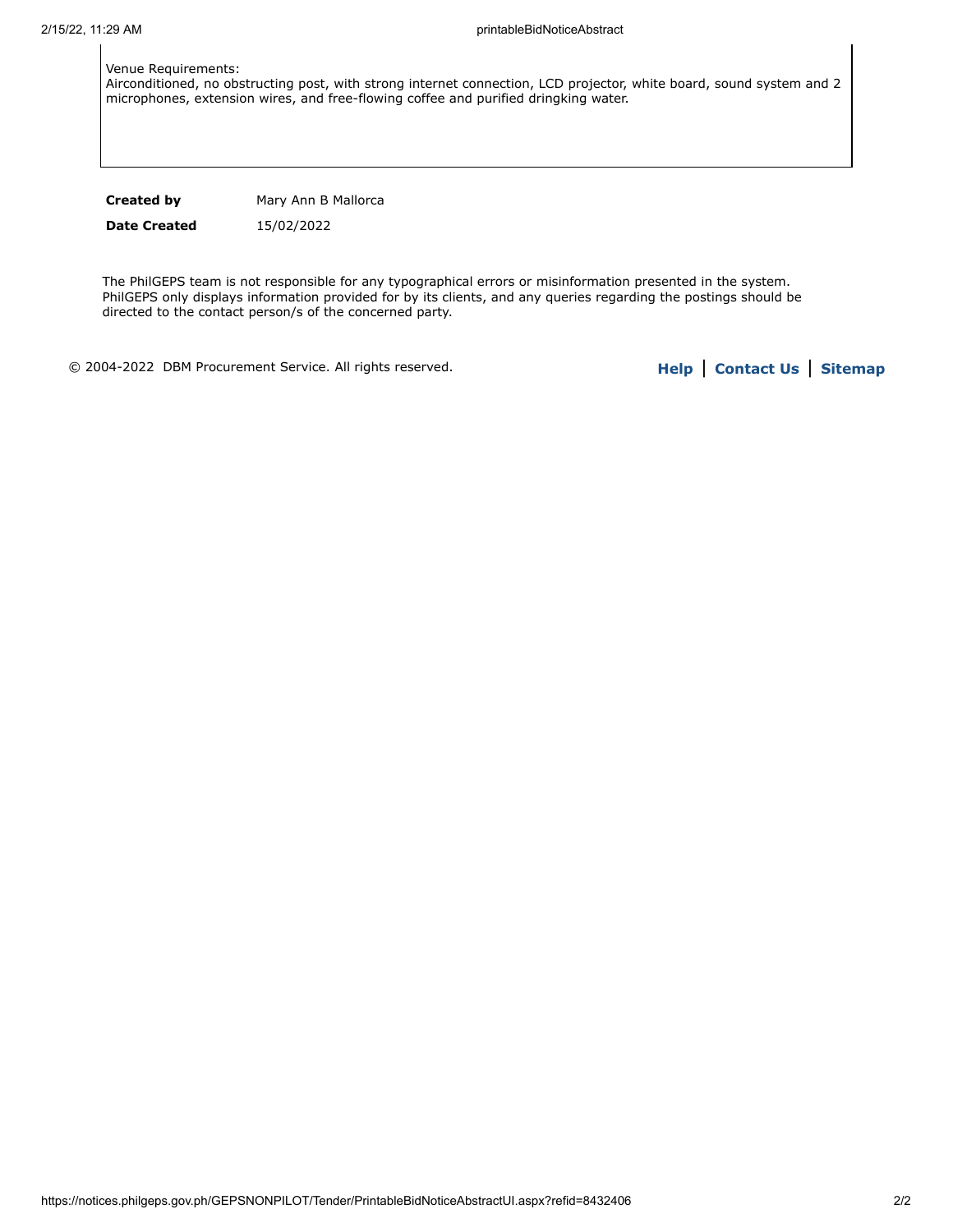Venue Requirements:
Airconditioned, no obstructing post, with strong internet connection, LCD projector, white board, sound system and 2 microphones, extension wires, and free-flowing coffee and purified dringking water.

| | |
|---|---|
| **Created by** | Mary Ann B Mallorca |
| **Date Created** | 15/02/2022 |

The PhilGEPS team is not responsible for any typographical errors or misinformation presented in the system. PhilGEPS only displays information provided for by its clients, and any queries regarding the postings should be directed to the contact person/s of the concerned party.

© 2004-2022 DBM Procurement Service. All rights reserved.

**Help** | **Contact Us** | **Sitemap**